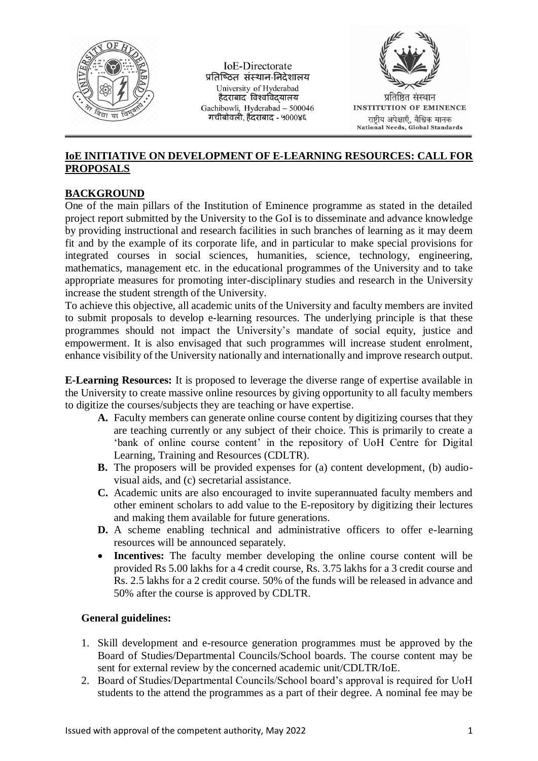IoE-Directorate
प्रतिष्ठित संस्थान-निदेशालय
University of Hyderabad
हैदराबाद विश्वविद्यालय
Gachibowli, Hyderabad – 500046
गचीबोवली, हैदराबाद - ५०००४६

प्रतिष्ठित संस्थान
INSTITUTION OF EMINENCE
राष्ट्रीय अपेक्षाएँ, वैश्विक मानक
National Needs, Global Standards

## IoE INITIATIVE ON DEVELOPMENT OF E-LEARNING RESOURCES: CALL FOR PROPOSALS

### BACKGROUND

One of the main pillars of the Institution of Eminence programme as stated in the detailed project report submitted by the University to the GoI is to disseminate and advance knowledge by providing instructional and research facilities in such branches of learning as it may deem fit and by the example of its corporate life, and in particular to make special provisions for integrated courses in social sciences, humanities, science, technology, engineering, mathematics, management etc. in the educational programmes of the University and to take appropriate measures for promoting inter-disciplinary studies and research in the University increase the student strength of the University.

To achieve this objective, all academic units of the University and faculty members are invited to submit proposals to develop e-learning resources. The underlying principle is that these programmes should not impact the University's mandate of social equity, justice and empowerment. It is also envisaged that such programmes will increase student enrolment, enhance visibility of the University nationally and internationally and improve research output.

**E-Learning Resources:** It is proposed to leverage the diverse range of expertise available in the University to create massive online resources by giving opportunity to all faculty members to digitize the courses/subjects they are teaching or have expertise.

- **A.** Faculty members can generate online course content by digitizing courses that they are teaching currently or any subject of their choice. This is primarily to create a 'bank of online course content' in the repository of UoH Centre for Digital Learning, Training and Resources (CDLTR).
- **B.** The proposers will be provided expenses for (a) content development, (b) audio-visual aids, and (c) secretarial assistance.
- **C.** Academic units are also encouraged to invite superannuated faculty members and other eminent scholars to add value to the E-repository by digitizing their lectures and making them available for future generations.
- **D.** A scheme enabling technical and administrative officers to offer e-learning resources will be announced separately.

- **Incentives:** The faculty member developing the online course content will be provided Rs 5.00 lakhs for a 4 credit course, Rs. 3.75 lakhs for a 3 credit course and Rs. 2.5 lakhs for a 2 credit course. 50% of the funds will be released in advance and 50% after the course is approved by CDLTR.

**General guidelines:**

1. Skill development and e-resource generation programmes must be approved by the Board of Studies/Departmental Councils/School boards. The course content may be sent for external review by the concerned academic unit/CDLTR/IoE.
2. Board of Studies/Departmental Councils/School board's approval is required for UoH students to the attend the programmes as a part of their degree. A nominal fee may be

Issued with approval of the competent authority, May 2022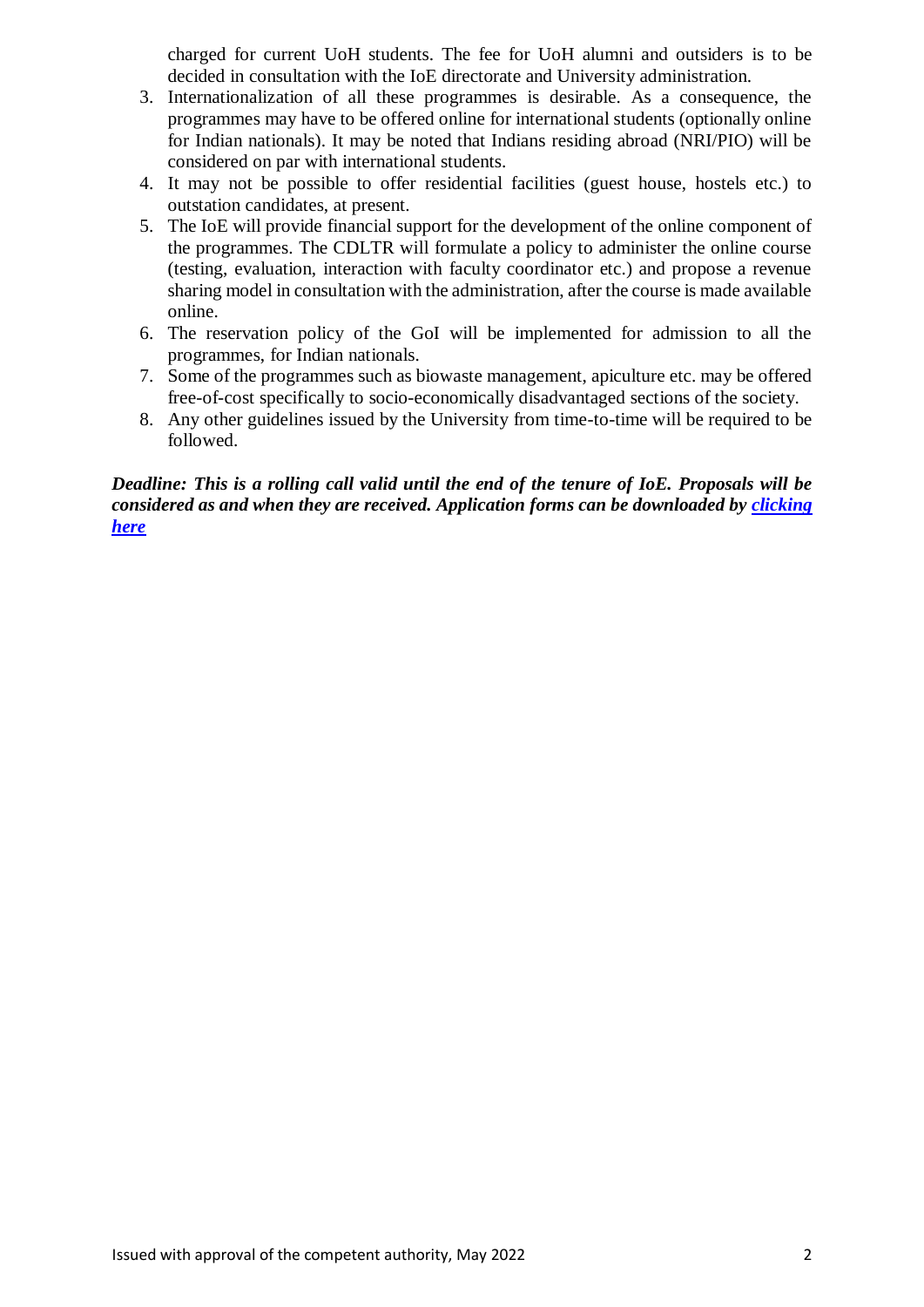charged for current UoH students. The fee for UoH alumni and outsiders is to be decided in consultation with the IoE directorate and University administration.

3. Internationalization of all these programmes is desirable. As a consequence, the programmes may have to be offered online for international students (optionally online for Indian nationals). It may be noted that Indians residing abroad (NRI/PIO) will be considered on par with international students.
4. It may not be possible to offer residential facilities (guest house, hostels etc.) to outstation candidates, at present.
5. The IoE will provide financial support for the development of the online component of the programmes. The CDLTR will formulate a policy to administer the online course (testing, evaluation, interaction with faculty coordinator etc.) and propose a revenue sharing model in consultation with the administration, after the course is made available online.
6. The reservation policy of the GoI will be implemented for admission to all the programmes, for Indian nationals.
7. Some of the programmes such as biowaste management, apiculture etc. may be offered free-of-cost specifically to socio-economically disadvantaged sections of the society.
8. Any other guidelines issued by the University from time-to-time will be required to be followed.

***Deadline: This is a rolling call valid until the end of the tenure of IoE. Proposals will be considered as and when they are received. Application forms can be downloaded by clicking here***

Issued with approval of the competent authority, May 2022